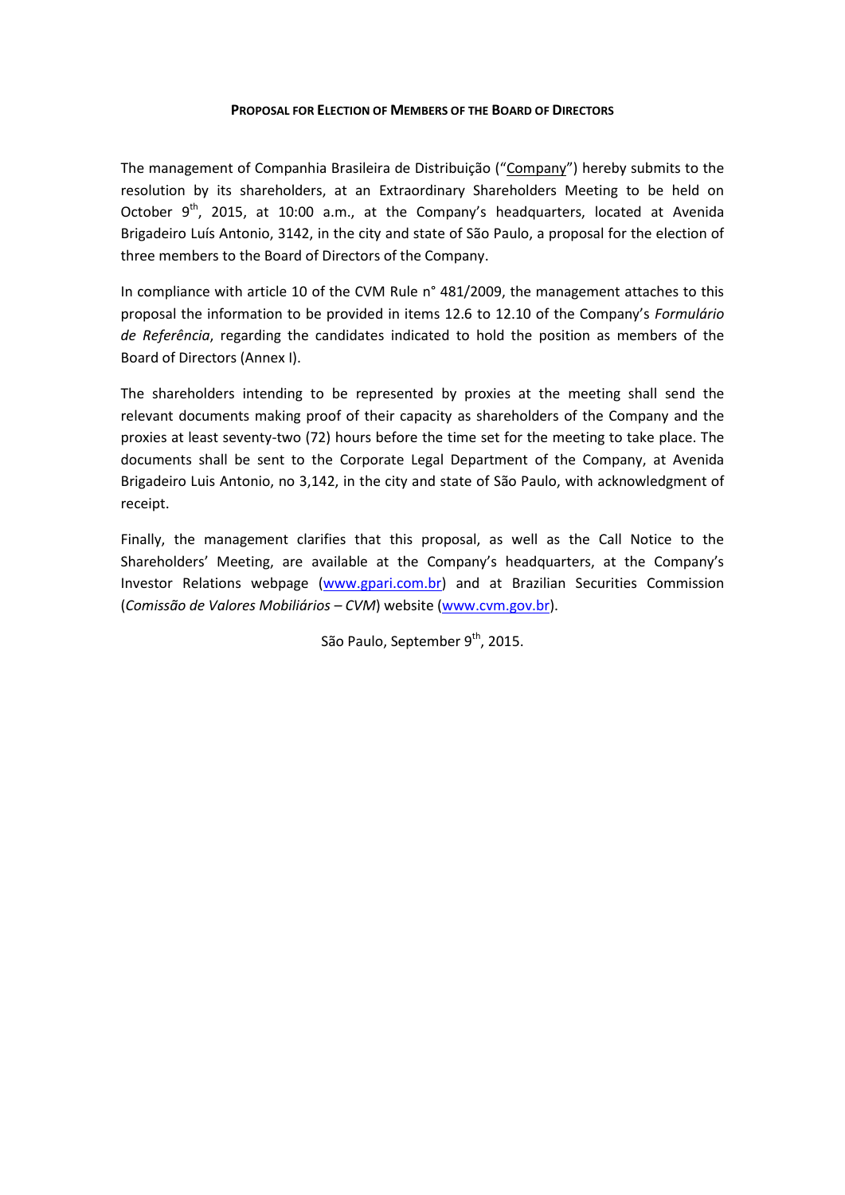**PROPOSAL FOR ELECTION OF MEMBERS OF THE BOARD OF DIRECTORS**

The management of Companhia Brasileira de Distribuição ("Company") hereby submits to the resolution by its shareholders, at an Extraordinary Shareholders Meeting to be held on October 9th, 2015, at 10:00 a.m., at the Company's headquarters, located at Avenida Brigadeiro Luís Antonio, 3142, in the city and state of São Paulo, a proposal for the election of three members to the Board of Directors of the Company.

In compliance with article 10 of the CVM Rule n° 481/2009, the management attaches to this proposal the information to be provided in items 12.6 to 12.10 of the Company's *Formulário de Referência*, regarding the candidates indicated to hold the position as members of the Board of Directors (Annex I).

The shareholders intending to be represented by proxies at the meeting shall send the relevant documents making proof of their capacity as shareholders of the Company and the proxies at least seventy-two (72) hours before the time set for the meeting to take place. The documents shall be sent to the Corporate Legal Department of the Company, at Avenida Brigadeiro Luis Antonio, no 3,142, in the city and state of São Paulo, with acknowledgment of receipt.

Finally, the management clarifies that this proposal, as well as the Call Notice to the Shareholders' Meeting, are available at the Company's headquarters, at the Company's Investor Relations webpage (www.gpari.com.br) and at Brazilian Securities Commission (*Comissão de Valores Mobiliários – CVM*) website (www.cvm.gov.br).

São Paulo, September 9th, 2015.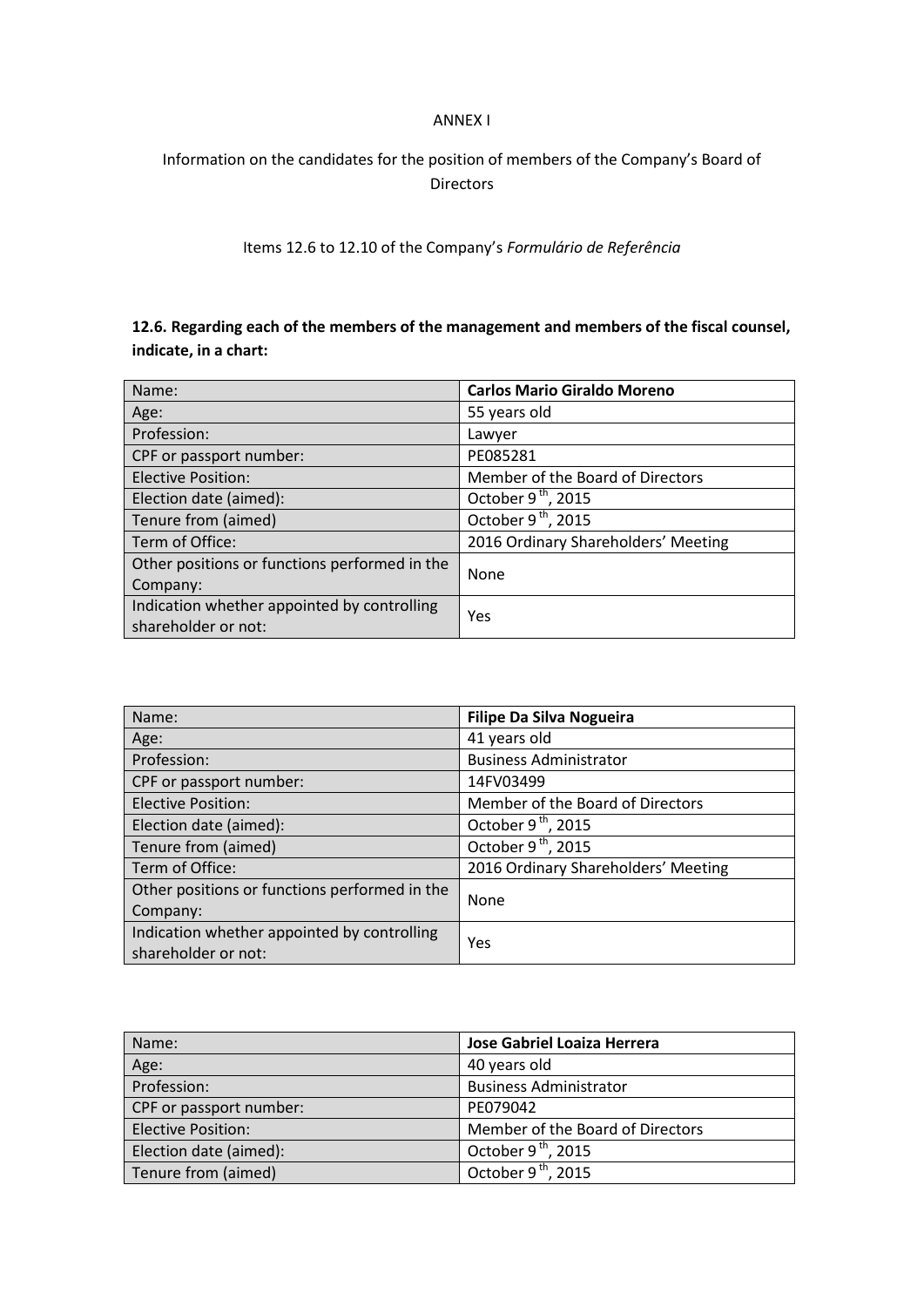ANNEX I

Information on the candidates for the position of members of the Company's Board of Directors

Items 12.6 to 12.10 of the Company's *Formulário de Referência*

**12.6. Regarding each of the members of the management and members of the fiscal counsel, indicate, in a chart:**

| Name: | **Carlos Mario Giraldo Moreno** |
|---|---|
| Age: | 55 years old |
| Profession: | Lawyer |
| CPF or passport number: | PE085281 |
| Elective Position: | Member of the Board of Directors |
| Election date (aimed): | October 9th, 2015 |
| Tenure from (aimed) | October 9th, 2015 |
| Term of Office: | 2016 Ordinary Shareholders' Meeting |
| Other positions or functions performed in the Company: | None |
| Indication whether appointed by controlling shareholder or not: | Yes |

| Name: | **Filipe Da Silva Nogueira** |
|---|---|
| Age: | 41 years old |
| Profession: | Business Administrator |
| CPF or passport number: | 14FV03499 |
| Elective Position: | Member of the Board of Directors |
| Election date (aimed): | October 9th, 2015 |
| Tenure from (aimed) | October 9th, 2015 |
| Term of Office: | 2016 Ordinary Shareholders' Meeting |
| Other positions or functions performed in the Company: | None |
| Indication whether appointed by controlling shareholder or not: | Yes |

| Name: | **Jose Gabriel Loaiza Herrera** |
|---|---|
| Age: | 40 years old |
| Profession: | Business Administrator |
| CPF or passport number: | PE079042 |
| Elective Position: | Member of the Board of Directors |
| Election date (aimed): | October 9th, 2015 |
| Tenure from (aimed) | October 9th, 2015 |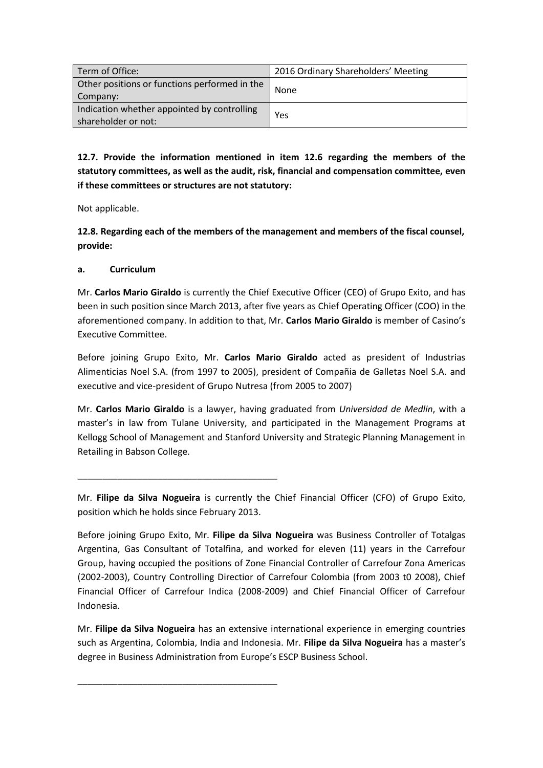| Term of Office: | 2016 Ordinary Shareholders' Meeting |
|---|---|
| Other positions or functions performed in the Company: | None |
| Indication whether appointed by controlling shareholder or not: | Yes |

**12.7. Provide the information mentioned in item 12.6 regarding the members of the statutory committees, as well as the audit, risk, financial and compensation committee, even if these committees or structures are not statutory:**

Not applicable.

**12.8. Regarding each of the members of the management and members of the fiscal counsel, provide:**

**a. Curriculum**

Mr. **Carlos Mario Giraldo** is currently the Chief Executive Officer (CEO) of Grupo Exito, and has been in such position since March 2013, after five years as Chief Operating Officer (COO) in the aforementioned company. In addition to that, Mr. **Carlos Mario Giraldo** is member of Casino's Executive Committee.

Before joining Grupo Exito, Mr. **Carlos Mario Giraldo** acted as president of Industrias Alimenticias Noel S.A. (from 1997 to 2005), president of Compañia de Galletas Noel S.A. and executive and vice-president of Grupo Nutresa (from 2005 to 2007)

Mr. **Carlos Mario Giraldo** is a lawyer, having graduated from *Universidad de Medlin*, with a master's in law from Tulane University, and participated in the Management Programs at Kellogg School of Management and Stanford University and Strategic Planning Management in Retailing in Babson College.

\_\_\_\_\_\_\_\_\_\_\_\_\_\_\_\_\_\_\_\_\_\_\_\_\_\_\_\_\_\_\_\_\_\_\_\_\_\_\_\_

Mr. **Filipe da Silva Nogueira** is currently the Chief Financial Officer (CFO) of Grupo Exito, position which he holds since February 2013.

Before joining Grupo Exito, Mr. **Filipe da Silva Nogueira** was Business Controller of Totalgas Argentina, Gas Consultant of Totalfina, and worked for eleven (11) years in the Carrefour Group, having occupied the positions of Zone Financial Controller of Carrefour Zona Americas (2002-2003), Country Controlling Directior of Carrefour Colombia (from 2003 t0 2008), Chief Financial Officer of Carrefour Indica (2008-2009) and Chief Financial Officer of Carrefour Indonesia.

Mr. **Filipe da Silva Nogueira** has an extensive international experience in emerging countries such as Argentina, Colombia, India and Indonesia. Mr. **Filipe da Silva Nogueira** has a master's degree in Business Administration from Europe's ESCP Business School.

\_\_\_\_\_\_\_\_\_\_\_\_\_\_\_\_\_\_\_\_\_\_\_\_\_\_\_\_\_\_\_\_\_\_\_\_\_\_\_\_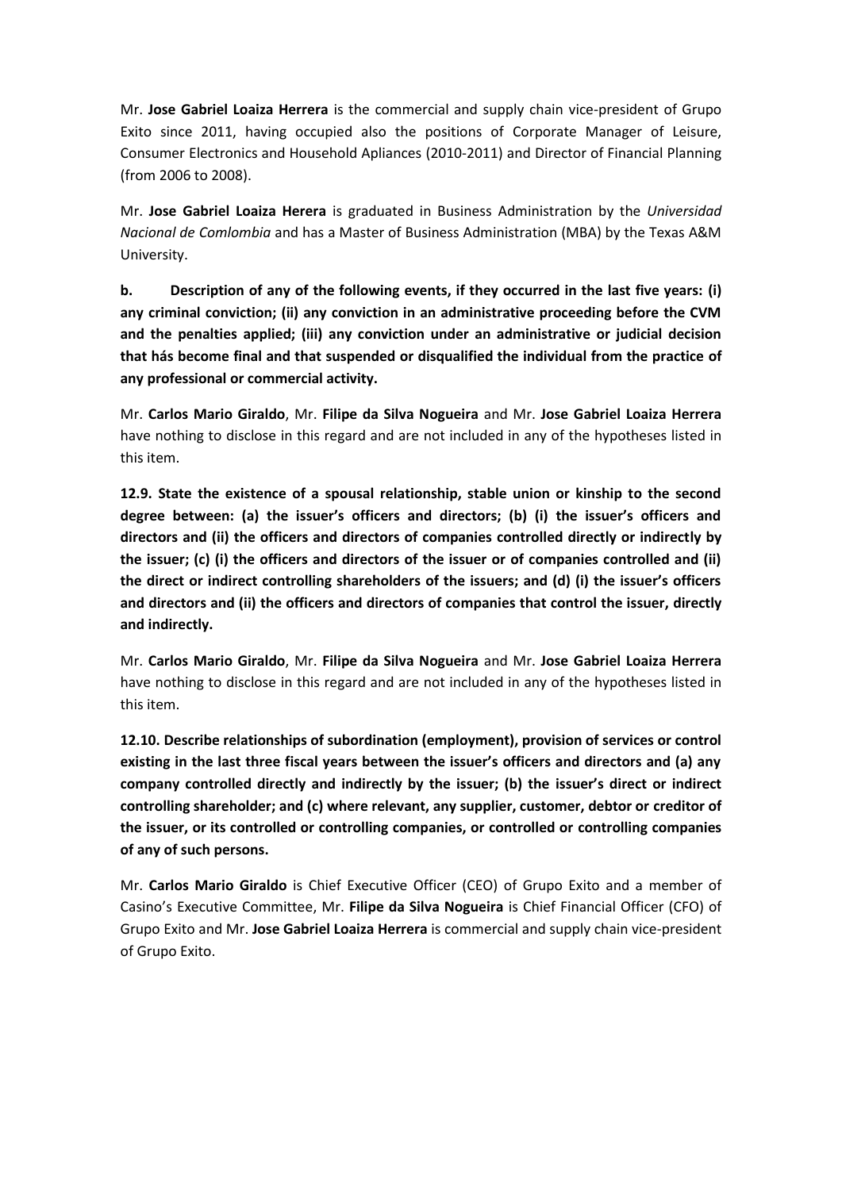Mr. **Jose Gabriel Loaiza Herrera** is the commercial and supply chain vice-president of Grupo Exito since 2011, having occupied also the positions of Corporate Manager of Leisure, Consumer Electronics and Household Apliances (2010-2011) and Director of Financial Planning (from 2006 to 2008).

Mr. **Jose Gabriel Loaiza Herera** is graduated in Business Administration by the *Universidad Nacional de Comlombia* and has a Master of Business Administration (MBA) by the Texas A&M University.

**b. Description of any of the following events, if they occurred in the last five years: (i) any criminal conviction; (ii) any conviction in an administrative proceeding before the CVM and the penalties applied; (iii) any conviction under an administrative or judicial decision that hás become final and that suspended or disqualified the individual from the practice of any professional or commercial activity.**

Mr. **Carlos Mario Giraldo**, Mr. **Filipe da Silva Nogueira** and Mr. **Jose Gabriel Loaiza Herrera** have nothing to disclose in this regard and are not included in any of the hypotheses listed in this item.

**12.9. State the existence of a spousal relationship, stable union or kinship to the second degree between: (a) the issuer's officers and directors; (b) (i) the issuer's officers and directors and (ii) the officers and directors of companies controlled directly or indirectly by the issuer; (c) (i) the officers and directors of the issuer or of companies controlled and (ii) the direct or indirect controlling shareholders of the issuers; and (d) (i) the issuer's officers and directors and (ii) the officers and directors of companies that control the issuer, directly and indirectly.**

Mr. **Carlos Mario Giraldo**, Mr. **Filipe da Silva Nogueira** and Mr. **Jose Gabriel Loaiza Herrera** have nothing to disclose in this regard and are not included in any of the hypotheses listed in this item.

**12.10. Describe relationships of subordination (employment), provision of services or control existing in the last three fiscal years between the issuer's officers and directors and (a) any company controlled directly and indirectly by the issuer; (b) the issuer's direct or indirect controlling shareholder; and (c) where relevant, any supplier, customer, debtor or creditor of the issuer, or its controlled or controlling companies, or controlled or controlling companies of any of such persons.**

Mr. **Carlos Mario Giraldo** is Chief Executive Officer (CEO) of Grupo Exito and a member of Casino's Executive Committee, Mr. **Filipe da Silva Nogueira** is Chief Financial Officer (CFO) of Grupo Exito and Mr. **Jose Gabriel Loaiza Herrera** is commercial and supply chain vice-president of Grupo Exito.